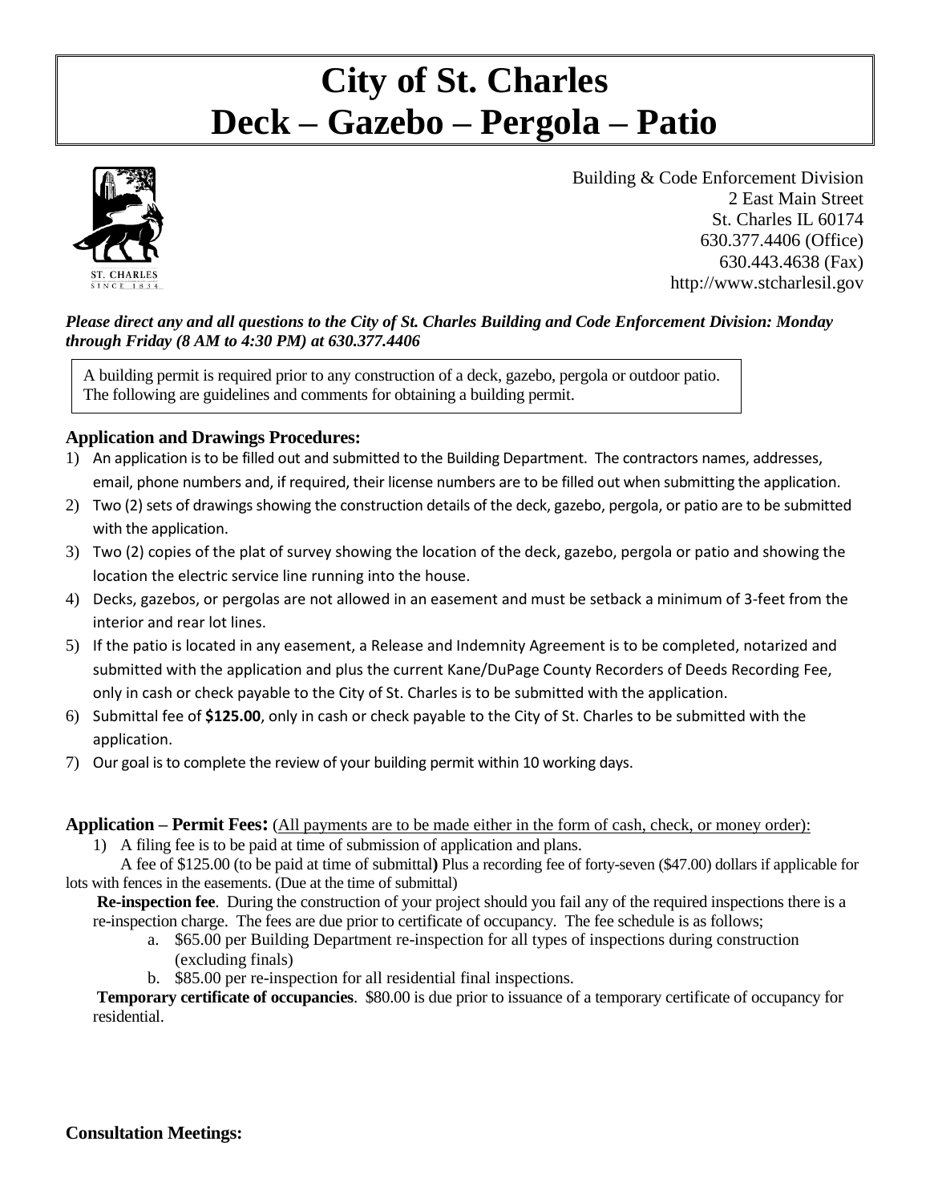# City of St. Charles
# Deck – Gazebo – Pergola – Patio

Building & Code Enforcement Division
2 East Main Street
St. Charles IL 60174
630.377.4406 (Office)
630.443.4638 (Fax)
http://www.stcharlesil.gov

***Please direct any and all questions to the City of St. Charles Building and Code Enforcement Division: Monday through Friday (8 AM to 4:30 PM) at 630.377.4406***

A building permit is required prior to any construction of a deck, gazebo, pergola or outdoor patio. The following are guidelines and comments for obtaining a building permit.

### Application and Drawings Procedures:

1) An application is to be filled out and submitted to the Building Department. The contractors names, addresses, email, phone numbers and, if required, their license numbers are to be filled out when submitting the application.
2) Two (2) sets of drawings showing the construction details of the deck, gazebo, pergola, or patio are to be submitted with the application.
3) Two (2) copies of the plat of survey showing the location of the deck, gazebo, pergola or patio and showing the location the electric service line running into the house.
4) Decks, gazebos, or pergolas are not allowed in an easement and must be setback a minimum of 3-feet from the interior and rear lot lines.
5) If the patio is located in any easement, a Release and Indemnity Agreement is to be completed, notarized and submitted with the application and plus the current Kane/DuPage County Recorders of Deeds Recording Fee, only in cash or check payable to the City of St. Charles is to be submitted with the application.
6) Submittal fee of **$125.00**, only in cash or check payable to the City of St. Charles to be submitted with the application.
7) Our goal is to complete the review of your building permit within 10 working days.

### Application – Permit Fees: (All payments are to be made either in the form of cash, check, or money order):

1) A filing fee is to be paid at time of submission of application and plans.

A fee of $125.00 (to be paid at time of submittal**)** Plus a recording fee of forty-seven ($47.00) dollars if applicable for lots with fences in the easements. (Due at the time of submittal)

**Re-inspection fee**. During the construction of your project should you fail any of the required inspections there is a re-inspection charge. The fees are due prior to certificate of occupancy. The fee schedule is as follows;

a. $65.00 per Building Department re-inspection for all types of inspections during construction (excluding finals)
b. $85.00 per re-inspection for all residential final inspections.

**Temporary certificate of occupancies**. $80.00 is due prior to issuance of a temporary certificate of occupancy for residential.

### Consultation Meetings: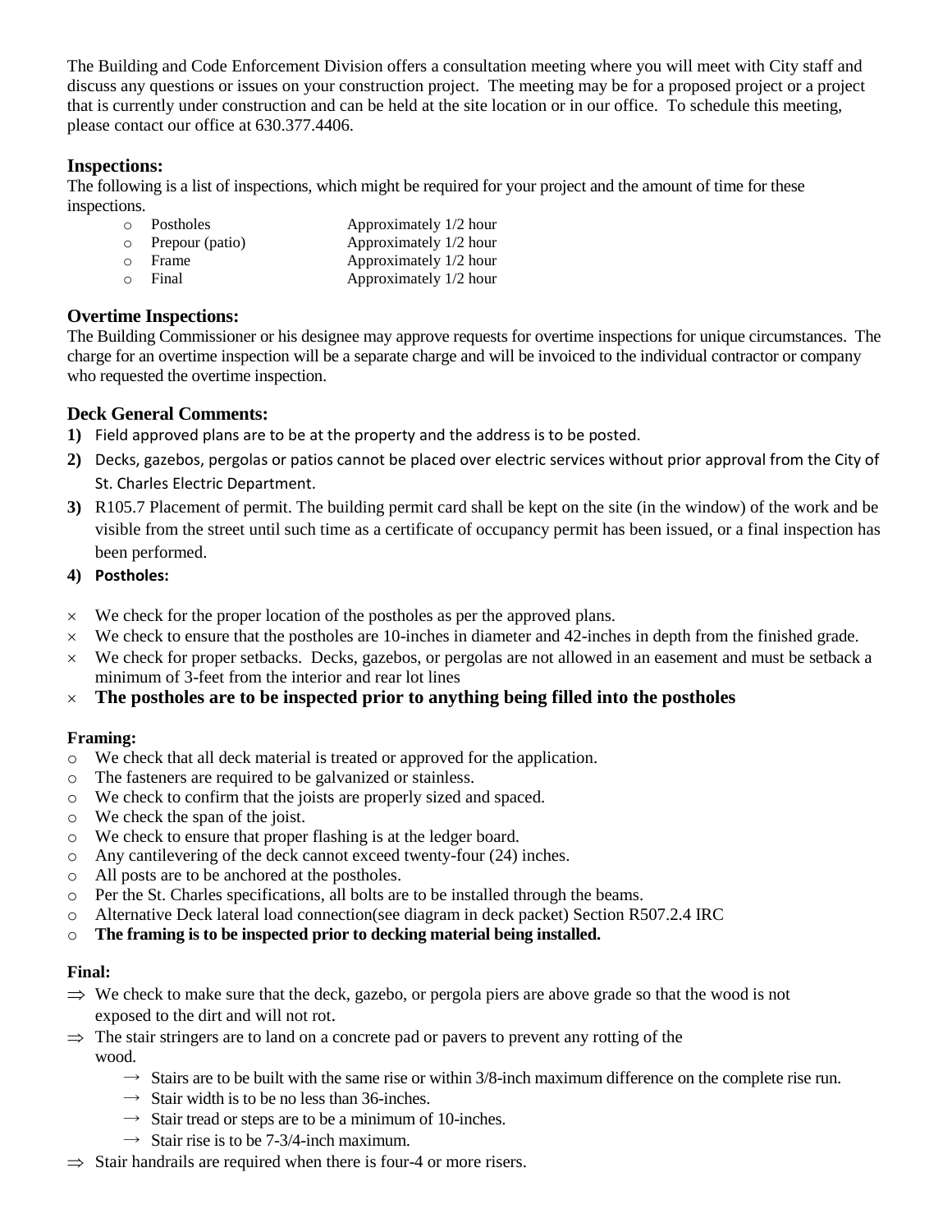The Building and Code Enforcement Division offers a consultation meeting where you will meet with City staff and discuss any questions or issues on your construction project. The meeting may be for a proposed project or a project that is currently under construction and can be held at the site location or in our office. To schedule this meeting, please contact our office at 630.377.4406.

### Inspections:

The following is a list of inspections, which might be required for your project and the amount of time for these inspections.

- Postholes — Approximately 1/2 hour
- Prepour (patio) — Approximately 1/2 hour
- Frame — Approximately 1/2 hour
- Final — Approximately 1/2 hour

### Overtime Inspections:

The Building Commissioner or his designee may approve requests for overtime inspections for unique circumstances. The charge for an overtime inspection will be a separate charge and will be invoiced to the individual contractor or company who requested the overtime inspection.

### Deck General Comments:

1) Field approved plans are to be at the property and the address is to be posted.
2) Decks, gazebos, pergolas or patios cannot be placed over electric services without prior approval from the City of St. Charles Electric Department.
3) R105.7 Placement of permit. The building permit card shall be kept on the site (in the window) of the work and be visible from the street until such time as a certificate of occupancy permit has been issued, or a final inspection has been performed.
4) **Postholes:**

- We check for the proper location of the postholes as per the approved plans.
- We check to ensure that the postholes are 10-inches in diameter and 42-inches in depth from the finished grade.
- We check for proper setbacks. Decks, gazebos, or pergolas are not allowed in an easement and must be setback a minimum of 3-feet from the interior and rear lot lines
- **The postholes are to be inspected prior to anything being filled into the postholes**

**Framing:**

- We check that all deck material is treated or approved for the application.
- The fasteners are required to be galvanized or stainless.
- We check to confirm that the joists are properly sized and spaced.
- We check the span of the joist.
- We check to ensure that proper flashing is at the ledger board.
- Any cantilevering of the deck cannot exceed twenty-four (24) inches.
- All posts are to be anchored at the postholes.
- Per the St. Charles specifications, all bolts are to be installed through the beams.
- Alternative Deck lateral load connection(see diagram in deck packet) Section R507.2.4 IRC
- **The framing is to be inspected prior to decking material being installed.**

**Final:**

- We check to make sure that the deck, gazebo, or pergola piers are above grade so that the wood is not exposed to the dirt and will not rot.
- The stair stringers are to land on a concrete pad or pavers to prevent any rotting of the wood.
  - Stairs are to be built with the same rise or within 3/8-inch maximum difference on the complete rise run.
  - Stair width is to be no less than 36-inches.
  - Stair tread or steps are to be a minimum of 10-inches.
  - Stair rise is to be 7-3/4-inch maximum.
- Stair handrails are required when there is four-4 or more risers.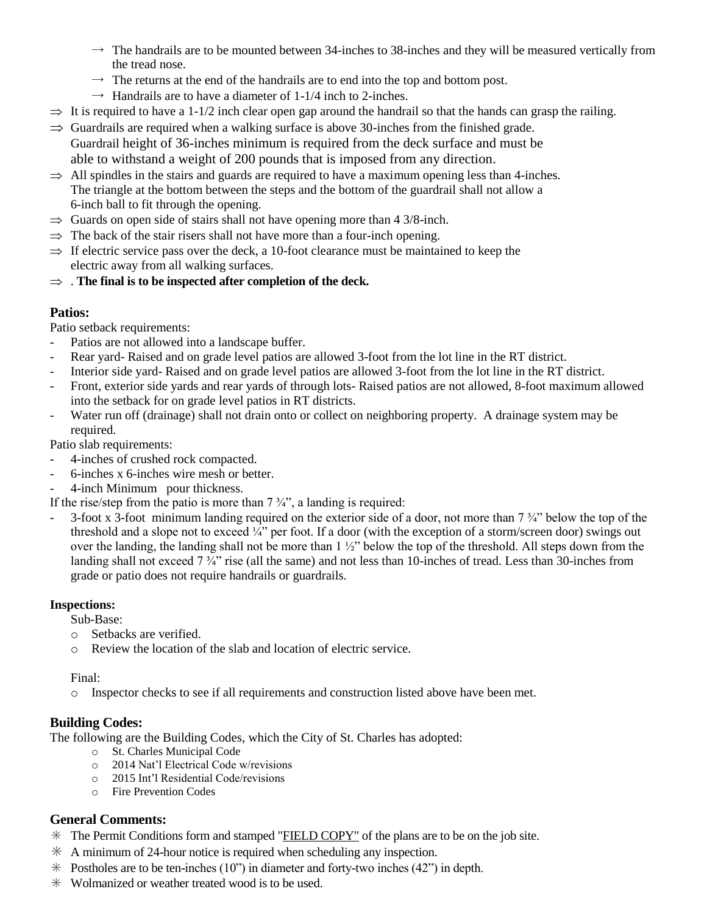- → The handrails are to be mounted between 34-inches to 38-inches and they will be measured vertically from the tread nose.
  - → The returns at the end of the handrails are to end into the top and bottom post.
  - → Handrails are to have a diameter of 1-1/4 inch to 2-inches.
- ⇒ It is required to have a 1-1/2 inch clear open gap around the handrail so that the hands can grasp the railing.
- ⇒ Guardrails are required when a walking surface is above 30-inches from the finished grade. Guardrail height of 36-inches minimum is required from the deck surface and must be able to withstand a weight of 200 pounds that is imposed from any direction.
- ⇒ All spindles in the stairs and guards are required to have a maximum opening less than 4-inches. The triangle at the bottom between the steps and the bottom of the guardrail shall not allow a 6-inch ball to fit through the opening.
- ⇒ Guards on open side of stairs shall not have opening more than 4 3/8-inch.
- ⇒ The back of the stair risers shall not have more than a four-inch opening.
- ⇒ If electric service pass over the deck, a 10-foot clearance must be maintained to keep the electric away from all walking surfaces.
- ⇒ . **The final is to be inspected after completion of the deck.**

## Patios:

Patio setback requirements:

- Patios are not allowed into a landscape buffer.
- Rear yard- Raised and on grade level patios are allowed 3-foot from the lot line in the RT district.
- Interior side yard- Raised and on grade level patios are allowed 3-foot from the lot line in the RT district.
- Front, exterior side yards and rear yards of through lots- Raised patios are not allowed, 8-foot maximum allowed into the setback for on grade level patios in RT districts.
- Water run off (drainage) shall not drain onto or collect on neighboring property. A drainage system may be required.

Patio slab requirements:

- 4-inches of crushed rock compacted.
- 6-inches x 6-inches wire mesh or better.
- 4-inch Minimum pour thickness.

If the rise/step from the patio is more than 7 ¾", a landing is required:

- 3-foot x 3-foot minimum landing required on the exterior side of a door, not more than 7 ¾" below the top of the threshold and a slope not to exceed ¼" per foot. If a door (with the exception of a storm/screen door) swings out over the landing, the landing shall not be more than 1 ½" below the top of the threshold. All steps down from the landing shall not exceed 7 ¾" rise (all the same) and not less than 10-inches of tread. Less than 30-inches from grade or patio does not require handrails or guardrails.

**Inspections:**

Sub-Base:

- Setbacks are verified.
- Review the location of the slab and location of electric service.

Final:

- Inspector checks to see if all requirements and construction listed above have been met.

## Building Codes:

The following are the Building Codes, which the City of St. Charles has adopted:

- St. Charles Municipal Code
- 2014 Nat'l Electrical Code w/revisions
- 2015 Int'l Residential Code/revisions
- Fire Prevention Codes

## General Comments:

- ✳ The Permit Conditions form and stamped "FIELD COPY" of the plans are to be on the job site.
- ✳ A minimum of 24-hour notice is required when scheduling any inspection.
- ✳ Postholes are to be ten-inches (10") in diameter and forty-two inches (42") in depth.
- ✳ Wolmanized or weather treated wood is to be used.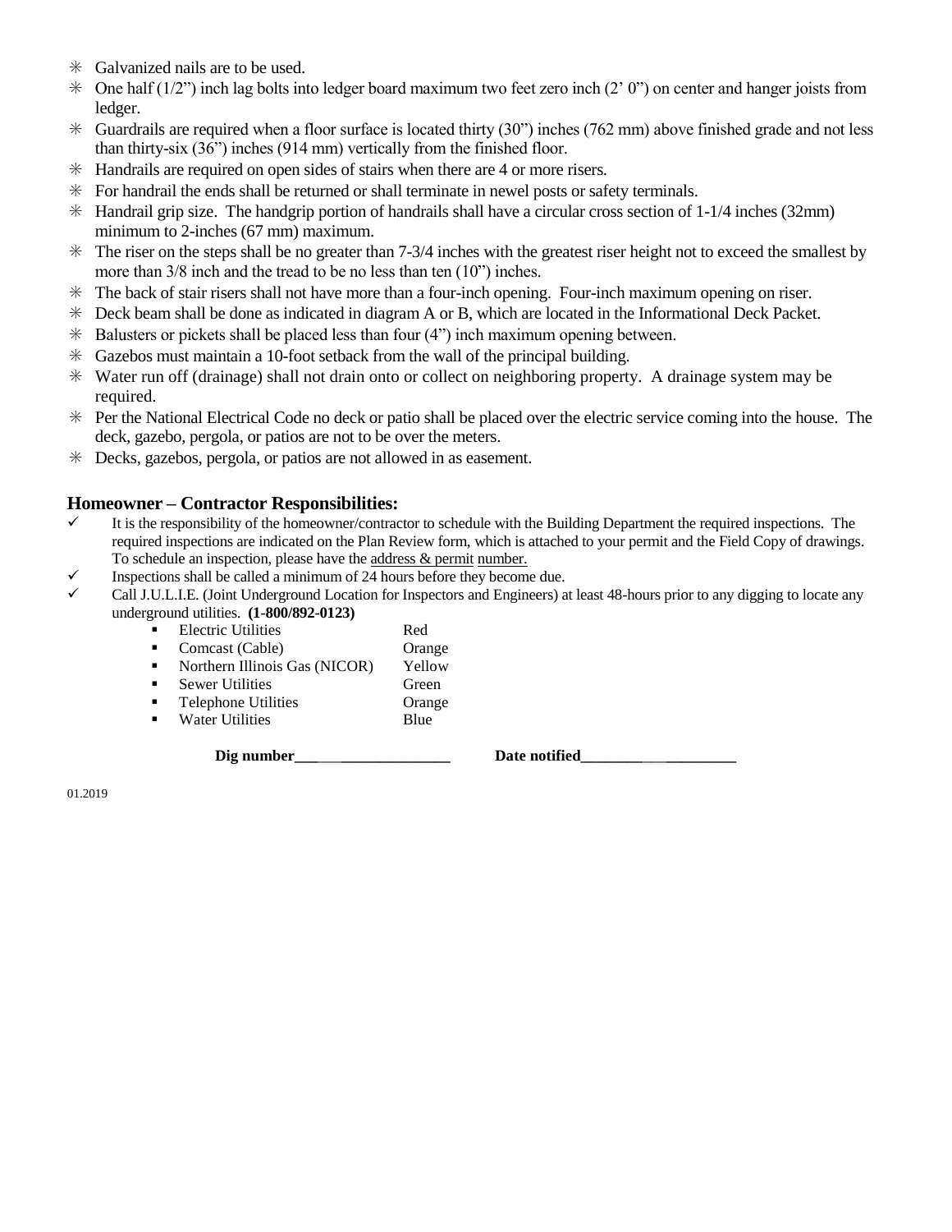- ✳ Galvanized nails are to be used.
- ✳ One half (1/2") inch lag bolts into ledger board maximum two feet zero inch (2' 0") on center and hanger joists from ledger.
- ✳ Guardrails are required when a floor surface is located thirty (30") inches (762 mm) above finished grade and not less than thirty-six (36") inches (914 mm) vertically from the finished floor.
- ✳ Handrails are required on open sides of stairs when there are 4 or more risers.
- ✳ For handrail the ends shall be returned or shall terminate in newel posts or safety terminals.
- ✳ Handrail grip size. The handgrip portion of handrails shall have a circular cross section of 1-1/4 inches (32mm) minimum to 2-inches (67 mm) maximum.
- ✳ The riser on the steps shall be no greater than 7-3/4 inches with the greatest riser height not to exceed the smallest by more than 3/8 inch and the tread to be no less than ten (10") inches.
- ✳ The back of stair risers shall not have more than a four-inch opening. Four-inch maximum opening on riser.
- ✳ Deck beam shall be done as indicated in diagram A or B, which are located in the Informational Deck Packet.
- ✳ Balusters or pickets shall be placed less than four (4") inch maximum opening between.
- ✳ Gazebos must maintain a 10-foot setback from the wall of the principal building.
- ✳ Water run off (drainage) shall not drain onto or collect on neighboring property. A drainage system may be required.
- ✳ Per the National Electrical Code no deck or patio shall be placed over the electric service coming into the house. The deck, gazebo, pergola, or patios are not to be over the meters.
- ✳ Decks, gazebos, pergola, or patios are not allowed in as easement.

## Homeowner – Contractor Responsibilities:

- ✓ It is the responsibility of the homeowner/contractor to schedule with the Building Department the required inspections. The required inspections are indicated on the Plan Review form, which is attached to your permit and the Field Copy of drawings. To schedule an inspection, please have the address & permit number.
- ✓ Inspections shall be called a minimum of 24 hours before they become due.
- ✓ Call J.U.L.I.E. (Joint Underground Location for Inspectors and Engineers) at least 48-hours prior to any digging to locate any underground utilities. **(1-800/892-0123)**
  - Electric Utilities — Red
  - Comcast (Cable) — Orange
  - Northern Illinois Gas (NICOR) — Yellow
  - Sewer Utilities — Green
  - Telephone Utilities — Orange
  - Water Utilities — Blue

**Dig number**____________________ **Date notified**____________________

01.2019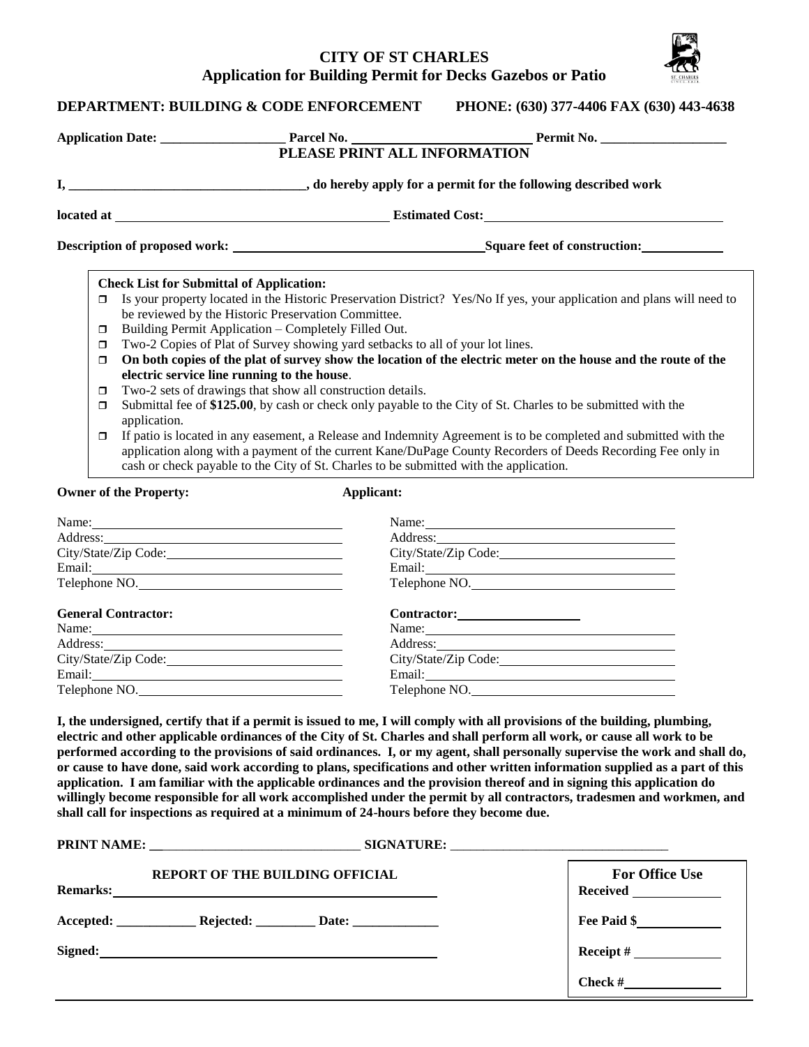# CITY OF ST CHARLES
## Application for Building Permit for Decks Gazebos or Patio

**DEPARTMENT: BUILDING & CODE ENFORCEMENT     PHONE: (630) 377-4406 FAX (630) 443-4638**

**Application Date:** ___________________ **Parcel No.** ___________________ **Permit No.** ___________________

**PLEASE PRINT ALL INFORMATION**

**I,** ___________________________________**, do hereby apply for a permit for the following described work**

**located at** ___________________________________ **Estimated Cost:** ___________________________________

**Description of proposed work:** ___________________________________ **Square feet of construction:** ___________

**Check List for Submittal of Application:**

- ☐ Is your property located in the Historic Preservation District? Yes/No If yes, your application and plans will need to be reviewed by the Historic Preservation Committee.
- ☐ Building Permit Application – Completely Filled Out.
- ☐ Two-2 Copies of Plat of Survey showing yard setbacks to all of your lot lines.
- ☐ **On both copies of the plat of survey show the location of the electric meter on the house and the route of the electric service line running to the house**.
- ☐ Two-2 sets of drawings that show all construction details.
- ☐ Submittal fee of **$125.00**, by cash or check only payable to the City of St. Charles to be submitted with the application.
- ☐ If patio is located in any easement, a Release and Indemnity Agreement is to be completed and submitted with the application along with a payment of the current Kane/DuPage County Recorders of Deeds Recording Fee only in cash or check payable to the City of St. Charles to be submitted with the application.

**Owner of the Property:**

Name: ___________________________________
Address: ___________________________________
City/State/Zip Code: ___________________________________
Email: ___________________________________
Telephone NO. ___________________________________

**Applicant:**

Name: ___________________________________
Address: ___________________________________
City/State/Zip Code: ___________________________________
Email: ___________________________________
Telephone NO. ___________________________________

**General Contractor:**

Name: ___________________________________
Address: ___________________________________
City/State/Zip Code: ___________________________________
Email: ___________________________________
Telephone NO. ___________________________________

**Contractor:** ___________________

Name: ___________________________________
Address: ___________________________________
City/State/Zip Code: ___________________________________
Email: ___________________________________
Telephone NO. ___________________________________

**I, the undersigned, certify that if a permit is issued to me, I will comply with all provisions of the building, plumbing, electric and other applicable ordinances of the City of St. Charles and shall perform all work, or cause all work to be performed according to the provisions of said ordinances. I, or my agent, shall personally supervise the work and shall do, or cause to have done, said work according to plans, specifications and other written information supplied as a part of this application. I am familiar with the applicable ordinances and the provision thereof and in signing this application do willingly become responsible for all work accomplished under the permit by all contractors, tradesmen and workmen, and shall call for inspections as required at a minimum of 24-hours before they become due.**

**PRINT NAME:** ___________________________________ **SIGNATURE:** ___________________________________

**REPORT OF THE BUILDING OFFICIAL**

**Remarks:** ___________________________________

**Accepted:** ____________ **Rejected:** _________ **Date:** _____________

**Signed:** ___________________________________

**For Office Use**

**Received** _____________

**Fee Paid $** _____________

**Receipt #** _____________

**Check #** _____________